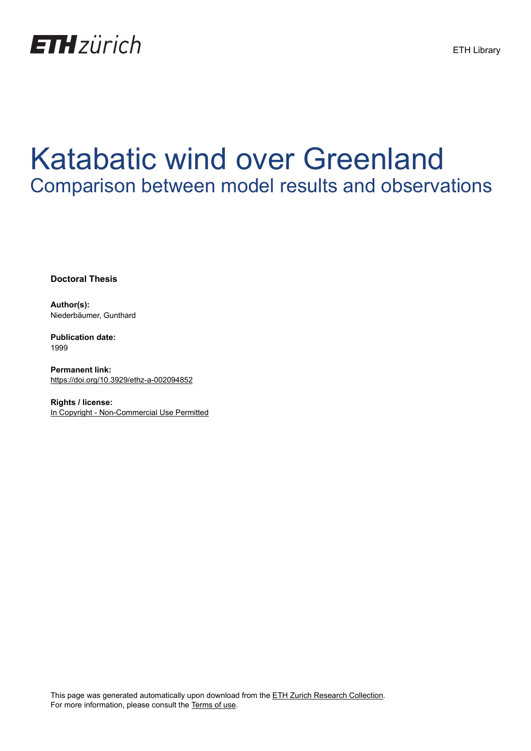ETH zürich

ETH Library

# Katabatic wind over Greenland

## Comparison between model results and observations

**Doctoral Thesis**

**Author(s):**
Niederbäumer, Gunthard

**Publication date:**
1999

**Permanent link:**
https://doi.org/10.3929/ethz-a-002094852

**Rights / license:**
In Copyright - Non-Commercial Use Permitted

This page was generated automatically upon download from the ETH Zurich Research Collection.
For more information, please consult the Terms of use.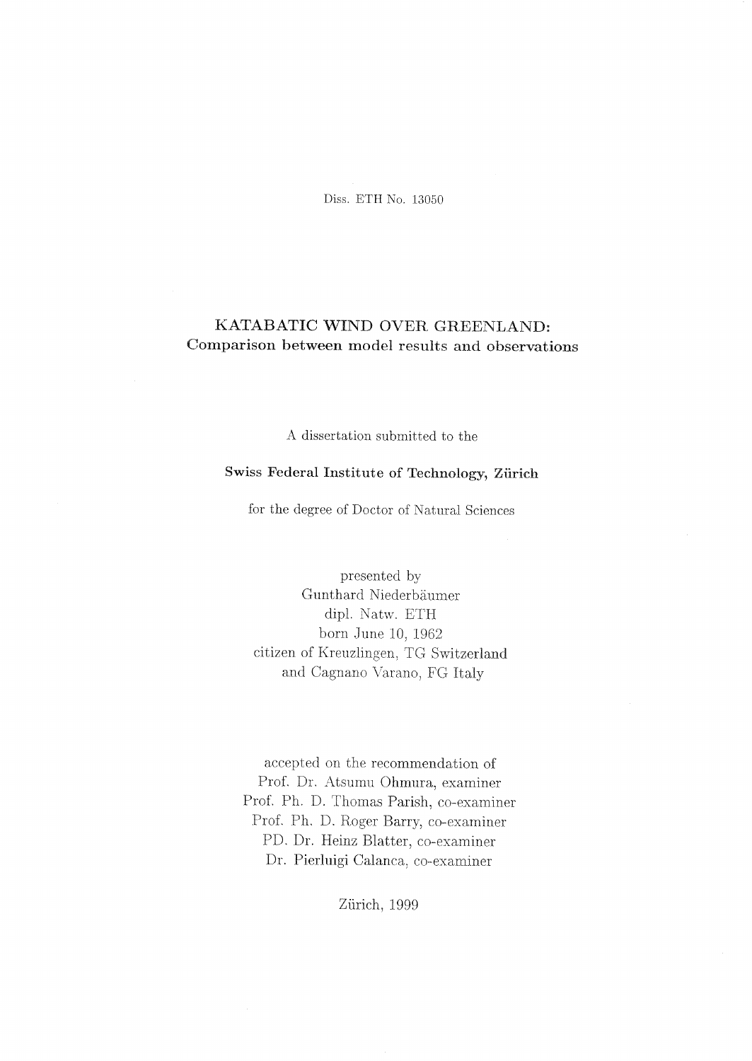Diss. ETH No. 13050

# KATABATIC WIND OVER GREENLAND:

## Comparison between model results and observations

A dissertation submitted to the

**Swiss Federal Institute of Technology, Zürich**

for the degree of Doctor of Natural Sciences

presented by
Gunthard Niederbäumer
dipl. Natw. ETH
born June 10, 1962
citizen of Kreuzlingen, TG Switzerland
and Cagnano Varano, FG Italy

accepted on the recommendation of
Prof. Dr. Atsumu Ohmura, examiner
Prof. Ph. D. Thomas Parish, co-examiner
Prof. Ph. D. Roger Barry, co-examiner
PD. Dr. Heinz Blatter, co-examiner
Dr. Pierluigi Calanca, co-examiner

Zürich, 1999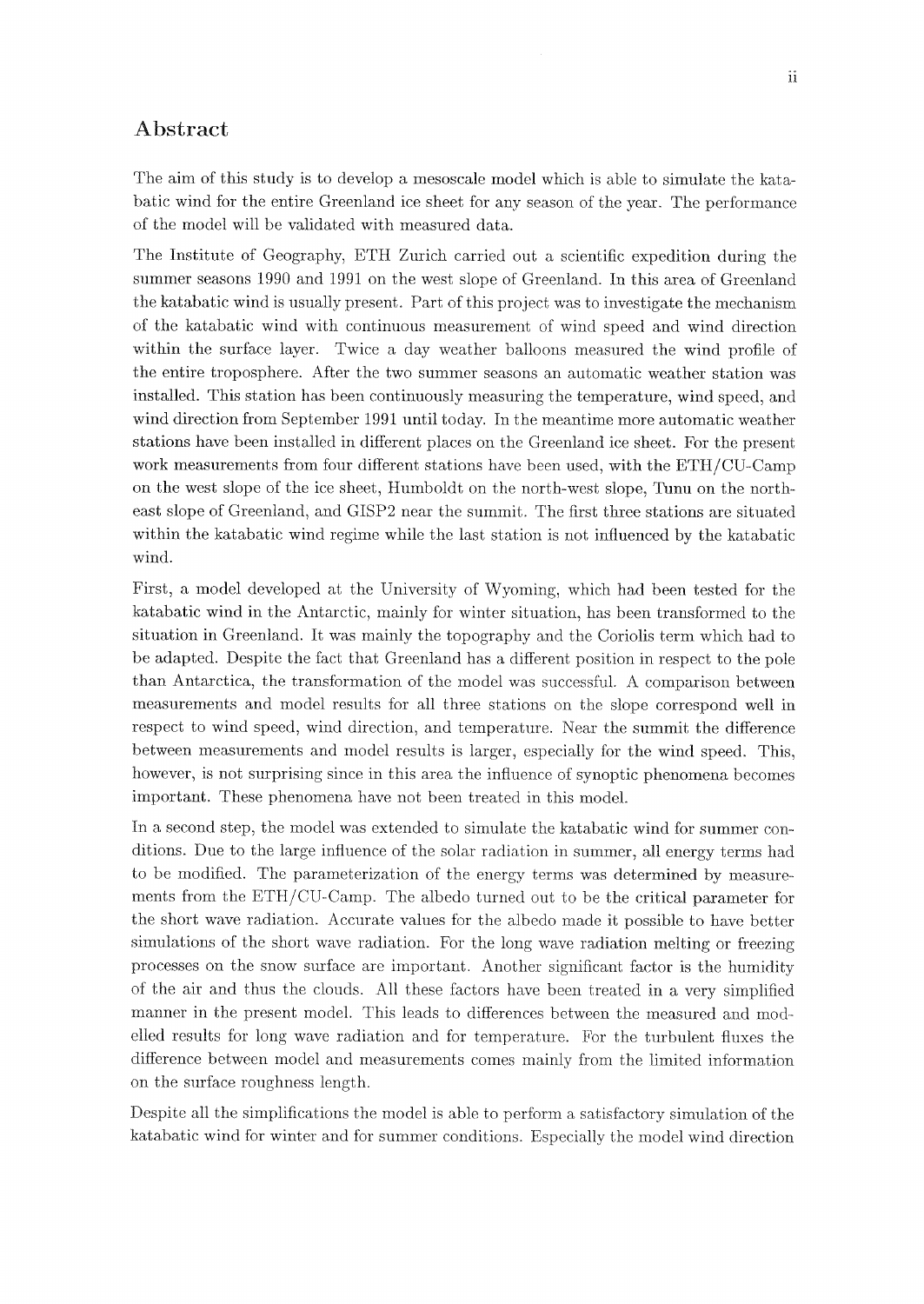## Abstract

The aim of this study is to develop a mesoscale model which is able to simulate the katabatic wind for the entire Greenland ice sheet for any season of the year. The performance of the model will be validated with measured data.

The Institute of Geography, ETH Zurich carried out a scientific expedition during the summer seasons 1990 and 1991 on the west slope of Greenland. In this area of Greenland the katabatic wind is usually present. Part of this project was to investigate the mechanism of the katabatic wind with continuous measurement of wind speed and wind direction within the surface layer. Twice a day weather balloons measured the wind profile of the entire troposphere. After the two summer seasons an automatic weather station was installed. This station has been continuously measuring the temperature, wind speed, and wind direction from September 1991 until today. In the meantime more automatic weather stations have been installed in different places on the Greenland ice sheet. For the present work measurements from four different stations have been used, with the ETH/CU-Camp on the west slope of the ice sheet, Humboldt on the north-west slope, Tunu on the north-east slope of Greenland, and GISP2 near the summit. The first three stations are situated within the katabatic wind regime while the last station is not influenced by the katabatic wind.

First, a model developed at the University of Wyoming, which had been tested for the katabatic wind in the Antarctic, mainly for winter situation, has been transformed to the situation in Greenland. It was mainly the topography and the Coriolis term which had to be adapted. Despite the fact that Greenland has a different position in respect to the pole than Antarctica, the transformation of the model was successful. A comparison between measurements and model results for all three stations on the slope correspond well in respect to wind speed, wind direction, and temperature. Near the summit the difference between measurements and model results is larger, especially for the wind speed. This, however, is not surprising since in this area the influence of synoptic phenomena becomes important. These phenomena have not been treated in this model.

In a second step, the model was extended to simulate the katabatic wind for summer conditions. Due to the large influence of the solar radiation in summer, all energy terms had to be modified. The parameterization of the energy terms was determined by measurements from the ETH/CU-Camp. The albedo turned out to be the critical parameter for the short wave radiation. Accurate values for the albedo made it possible to have better simulations of the short wave radiation. For the long wave radiation melting or freezing processes on the snow surface are important. Another significant factor is the humidity of the air and thus the clouds. All these factors have been treated in a very simplified manner in the present model. This leads to differences between the measured and modelled results for long wave radiation and for temperature. For the turbulent fluxes the difference between model and measurements comes mainly from the limited information on the surface roughness length.

Despite all the simplifications the model is able to perform a satisfactory simulation of the katabatic wind for winter and for summer conditions. Especially the model wind direction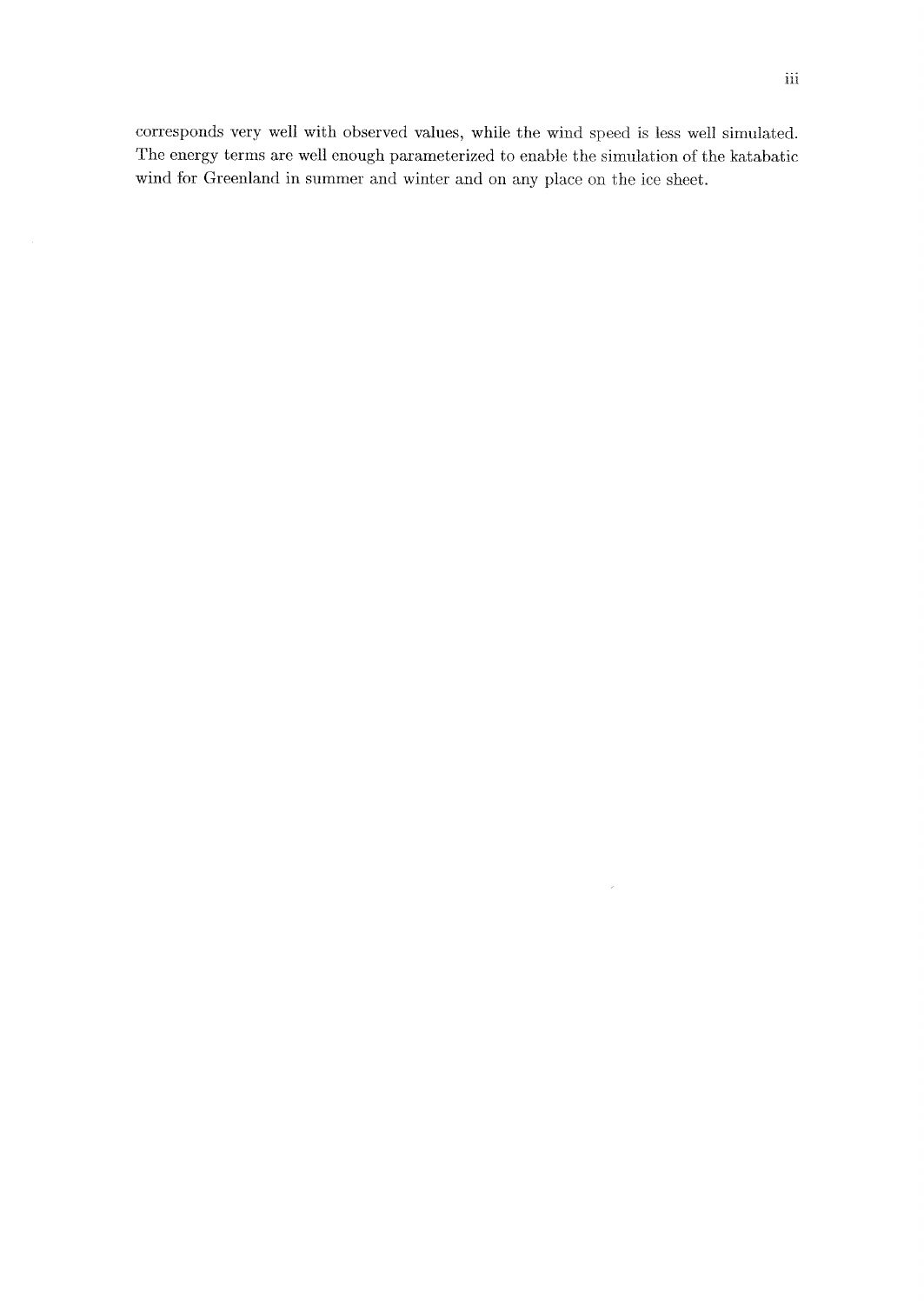corresponds very well with observed values, while the wind speed is less well simulated. The energy terms are well enough parameterized to enable the simulation of the katabatic wind for Greenland in summer and winter and on any place on the ice sheet.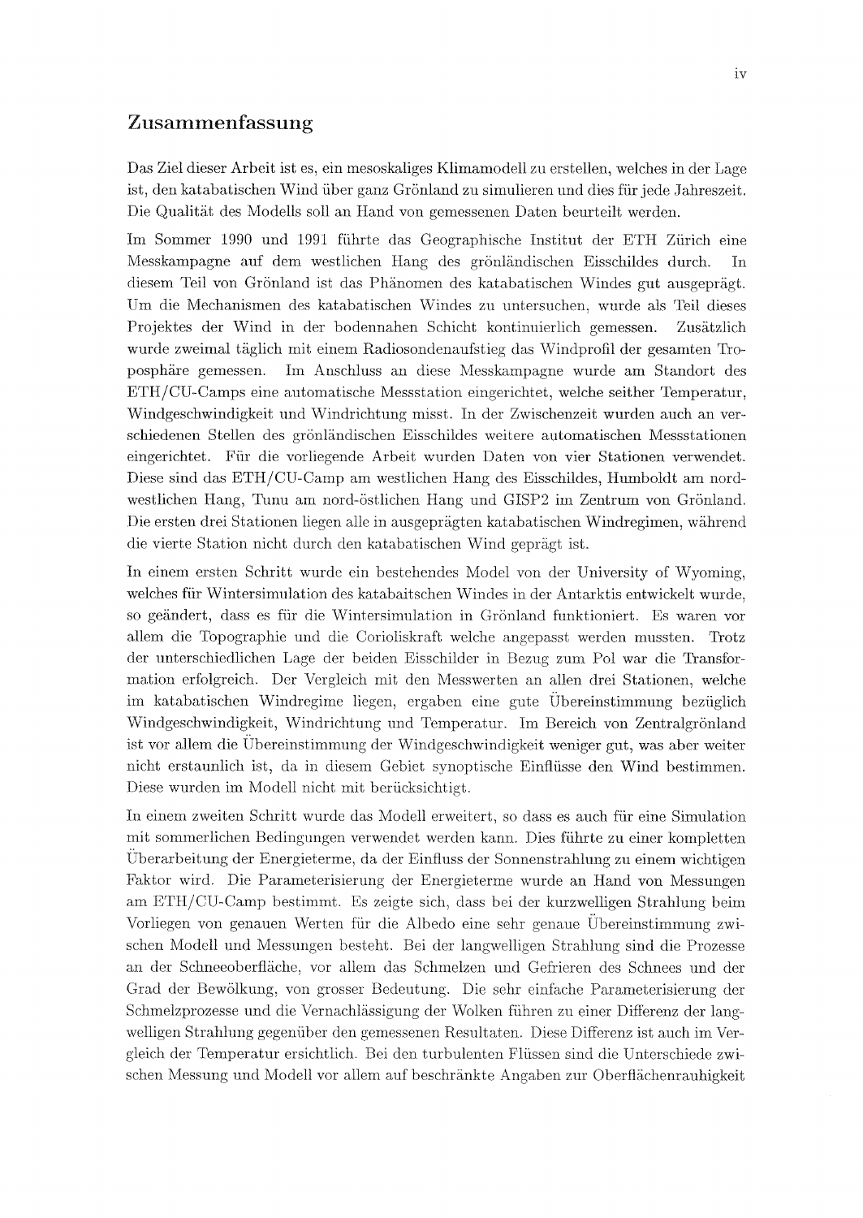# Zusammenfassung

Das Ziel dieser Arbeit ist es, ein mesoskaliges Klimamodell zu erstellen, welches in der Lage ist, den katabatischen Wind über ganz Grönland zu simulieren und dies für jede Jahreszeit. Die Qualität des Modells soll an Hand von gemessenen Daten beurteilt werden.

Im Sommer 1990 und 1991 führte das Geographische Institut der ETH Zürich eine Messkampagne auf dem westlichen Hang des grönländischen Eisschildes durch. In diesem Teil von Grönland ist das Phänomen des katabatischen Windes gut ausgeprägt. Um die Mechanismen des katabatischen Windes zu untersuchen, wurde als Teil dieses Projektes der Wind in der bodennahen Schicht kontinuierlich gemessen. Zusätzlich wurde zweimal täglich mit einem Radiosondenaufstieg das Windprofil der gesamten Troposphäre gemessen. Im Anschluss an diese Messkampagne wurde am Standort des ETH/CU-Camps eine automatische Messstation eingerichtet, welche seither Temperatur, Windgeschwindigkeit und Windrichtung misst. In der Zwischenzeit wurden auch an verschiedenen Stellen des grönländischen Eisschildes weitere automatischen Messstationen eingerichtet. Für die vorliegende Arbeit wurden Daten von vier Stationen verwendet. Diese sind das ETH/CU-Camp am westlichen Hang des Eisschildes, Humboldt am nordwestlichen Hang, Tunu am nord-östlichen Hang und GISP2 im Zentrum von Grönland. Die ersten drei Stationen liegen alle in ausgeprägten katabatischen Windregimen, während die vierte Station nicht durch den katabatischen Wind geprägt ist.

In einem ersten Schritt wurde ein bestehendes Model von der University of Wyoming, welches für Wintersimulation des katabaitschen Windes in der Antarktis entwickelt wurde, so geändert, dass es für die Wintersimulation in Grönland funktioniert. Es waren vor allem die Topographie und die Corioliskraft welche angepasst werden mussten. Trotz der unterschiedlichen Lage der beiden Eisschilder in Bezug zum Pol war die Transformation erfolgreich. Der Vergleich mit den Messwerten an allen drei Stationen, welche im katabatischen Windregime liegen, ergaben eine gute Übereinstimmung bezüglich Windgeschwindigkeit, Windrichtung und Temperatur. Im Bereich von Zentralgrönland ist vor allem die Übereinstimmung der Windgeschwindigkeit weniger gut, was aber weiter nicht erstaunlich ist, da in diesem Gebiet synoptische Einflüsse den Wind bestimmen. Diese wurden im Modell nicht mit berücksichtigt.

In einem zweiten Schritt wurde das Modell erweitert, so dass es auch für eine Simulation mit sommerlichen Bedingungen verwendet werden kann. Dies führte zu einer kompletten Überarbeitung der Energieterme, da der Einfluss der Sonnenstrahlung zu einem wichtigen Faktor wird. Die Parameterisierung der Energieterme wurde an Hand von Messungen am ETH/CU-Camp bestimmt. Es zeigte sich, dass bei der kurzwelligen Strahlung beim Vorliegen von genauen Werten für die Albedo eine sehr genaue Übereinstimmung zwischen Modell und Messungen besteht. Bei der langwelligen Strahlung sind die Prozesse an der Schneeoberfläche, vor allem das Schmelzen und Gefrieren des Schnees und der Grad der Bewölkung, von grosser Bedeutung. Die sehr einfache Parameterisierung der Schmelzprozesse und die Vernachlässigung der Wolken führen zu einer Differenz der langwelligen Strahlung gegenüber den gemessenen Resultaten. Diese Differenz ist auch im Vergleich der Temperatur ersichtlich. Bei den turbulenten Flüssen sind die Unterschiede zwischen Messung und Modell vor allem auf beschränkte Angaben zur Oberflächenrauhigkeit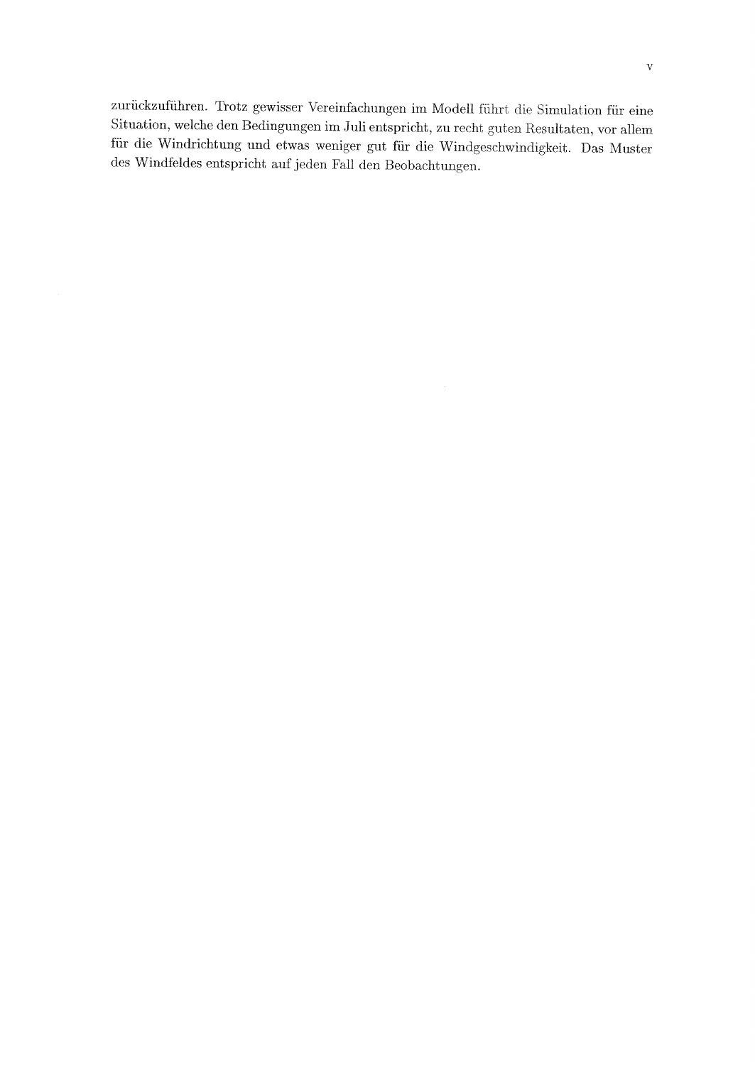zurückzuführen. Trotz gewisser Vereinfachungen im Modell führt die Simulation für eine Situation, welche den Bedingungen im Juli entspricht, zu recht guten Resultaten, vor allem für die Windrichtung und etwas weniger gut für die Windgeschwindigkeit. Das Muster des Windfeldes entspricht auf jeden Fall den Beobachtungen.